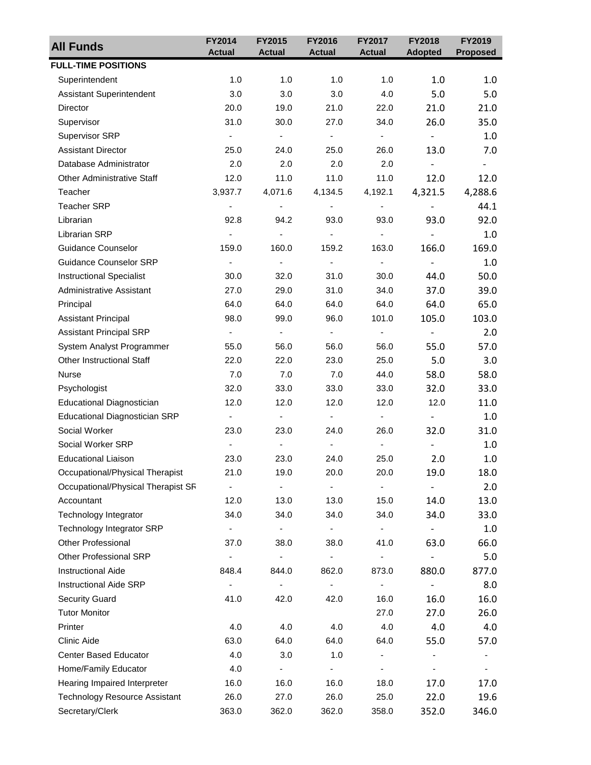| All Funds | FY2014 Actual | FY2015 Actual | FY2016 Actual | FY2017 Actual | FY2018 Adopted | FY2019 Proposed |
|---|---|---|---|---|---|---|
| **FULL-TIME POSITIONS** | | | | | | |
| Superintendent | 1.0 | 1.0 | 1.0 | 1.0 | 1.0 | 1.0 |
| Assistant Superintendent | 3.0 | 3.0 | 3.0 | 4.0 | 5.0 | 5.0 |
| Director | 20.0 | 19.0 | 21.0 | 22.0 | 21.0 | 21.0 |
| Supervisor | 31.0 | 30.0 | 27.0 | 34.0 | 26.0 | 35.0 |
| Supervisor SRP | - | - | - | - | - | 1.0 |
| Assistant Director | 25.0 | 24.0 | 25.0 | 26.0 | 13.0 | 7.0 |
| Database Administrator | 2.0 | 2.0 | 2.0 | 2.0 | - | - |
| Other Administrative Staff | 12.0 | 11.0 | 11.0 | 11.0 | 12.0 | 12.0 |
| Teacher | 3,937.7 | 4,071.6 | 4,134.5 | 4,192.1 | 4,321.5 | 4,288.6 |
| Teacher SRP | - | - | - | - | - | 44.1 |
| Librarian | 92.8 | 94.2 | 93.0 | 93.0 | 93.0 | 92.0 |
| Librarian SRP | - | - | - | - | - | 1.0 |
| Guidance Counselor | 159.0 | 160.0 | 159.2 | 163.0 | 166.0 | 169.0 |
| Guidance Counselor SRP | - | - | - | - | - | 1.0 |
| Instructional Specialist | 30.0 | 32.0 | 31.0 | 30.0 | 44.0 | 50.0 |
| Administrative Assistant | 27.0 | 29.0 | 31.0 | 34.0 | 37.0 | 39.0 |
| Principal | 64.0 | 64.0 | 64.0 | 64.0 | 64.0 | 65.0 |
| Assistant Principal | 98.0 | 99.0 | 96.0 | 101.0 | 105.0 | 103.0 |
| Assistant Principal SRP | - | - | - | - | - | 2.0 |
| System Analyst Programmer | 55.0 | 56.0 | 56.0 | 56.0 | 55.0 | 57.0 |
| Other Instructional Staff | 22.0 | 22.0 | 23.0 | 25.0 | 5.0 | 3.0 |
| Nurse | 7.0 | 7.0 | 7.0 | 44.0 | 58.0 | 58.0 |
| Psychologist | 32.0 | 33.0 | 33.0 | 33.0 | 32.0 | 33.0 |
| Educational Diagnostician | 12.0 | 12.0 | 12.0 | 12.0 | 12.0 | 11.0 |
| Educational Diagnostician SRP | - | - | - | - | - | 1.0 |
| Social Worker | 23.0 | 23.0 | 24.0 | 26.0 | 32.0 | 31.0 |
| Social Worker SRP | - | - | - | - | - | 1.0 |
| Educational Liaison | 23.0 | 23.0 | 24.0 | 25.0 | 2.0 | 1.0 |
| Occupational/Physical Therapist | 21.0 | 19.0 | 20.0 | 20.0 | 19.0 | 18.0 |
| Occupational/Physical Therapist SR | - | - | - | - | - | 2.0 |
| Accountant | 12.0 | 13.0 | 13.0 | 15.0 | 14.0 | 13.0 |
| Technology Integrator | 34.0 | 34.0 | 34.0 | 34.0 | 34.0 | 33.0 |
| Technology Integrator SRP | - | - | - | - | - | 1.0 |
| Other Professional | 37.0 | 38.0 | 38.0 | 41.0 | 63.0 | 66.0 |
| Other Professional SRP | - | - | - | - | - | 5.0 |
| Instructional Aide | 848.4 | 844.0 | 862.0 | 873.0 | 880.0 | 877.0 |
| Instructional Aide SRP | - | - | - | - | - | 8.0 |
| Security Guard | 41.0 | 42.0 | 42.0 | 16.0 | 16.0 | 16.0 |
| Tutor Monitor | | | | 27.0 | 27.0 | 26.0 |
| Printer | 4.0 | 4.0 | 4.0 | 4.0 | 4.0 | 4.0 |
| Clinic Aide | 63.0 | 64.0 | 64.0 | 64.0 | 55.0 | 57.0 |
| Center Based Educator | 4.0 | 3.0 | 1.0 | - | - | - |
| Home/Family Educator | 4.0 | - | - | - | - | - |
| Hearing Impaired Interpreter | 16.0 | 16.0 | 16.0 | 18.0 | 17.0 | 17.0 |
| Technology Resource Assistant | 26.0 | 27.0 | 26.0 | 25.0 | 22.0 | 19.6 |
| Secretary/Clerk | 363.0 | 362.0 | 362.0 | 358.0 | 352.0 | 346.0 |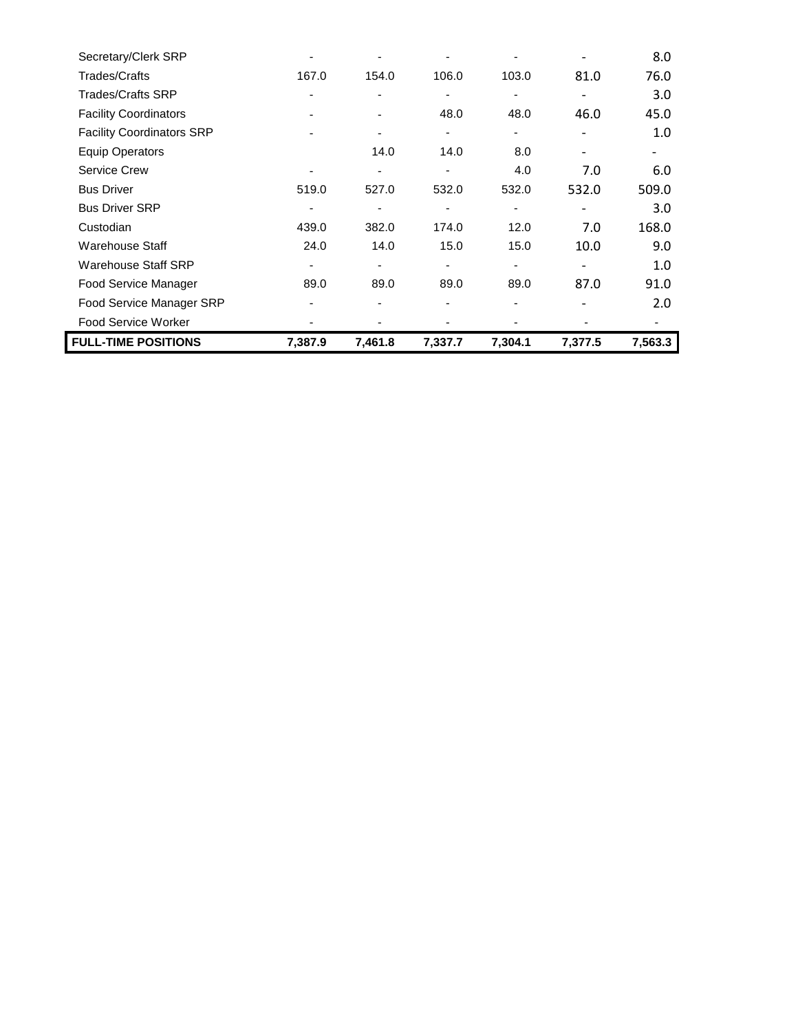| | | | | | | |
|---|---|---|---|---|---|---|
| Secretary/Clerk SRP | - | - | - | - | - | 8.0 |
| Trades/Crafts | 167.0 | 154.0 | 106.0 | 103.0 | 81.0 | 76.0 |
| Trades/Crafts SRP | - | - | - | - | - | 3.0 |
| Facility Coordinators | - | - | 48.0 | 48.0 | 46.0 | 45.0 |
| Facility Coordinators SRP | - | - | - | - | - | 1.0 |
| Equip Operators | | 14.0 | 14.0 | 8.0 | - | - |
| Service Crew | - | - | - | 4.0 | 7.0 | 6.0 |
| Bus Driver | 519.0 | 527.0 | 532.0 | 532.0 | 532.0 | 509.0 |
| Bus Driver SRP | - | - | - | - | - | 3.0 |
| Custodian | 439.0 | 382.0 | 174.0 | 12.0 | 7.0 | 168.0 |
| Warehouse Staff | 24.0 | 14.0 | 15.0 | 15.0 | 10.0 | 9.0 |
| Warehouse Staff SRP | - | - | - | - | - | 1.0 |
| Food Service Manager | 89.0 | 89.0 | 89.0 | 89.0 | 87.0 | 91.0 |
| Food Service Manager SRP | - | - | - | - | - | 2.0 |
| Food Service Worker | - | - | - | - | - | - |
| **FULL-TIME POSITIONS** | **7,387.9** | **7,461.8** | **7,337.7** | **7,304.1** | **7,377.5** | **7,563.3** |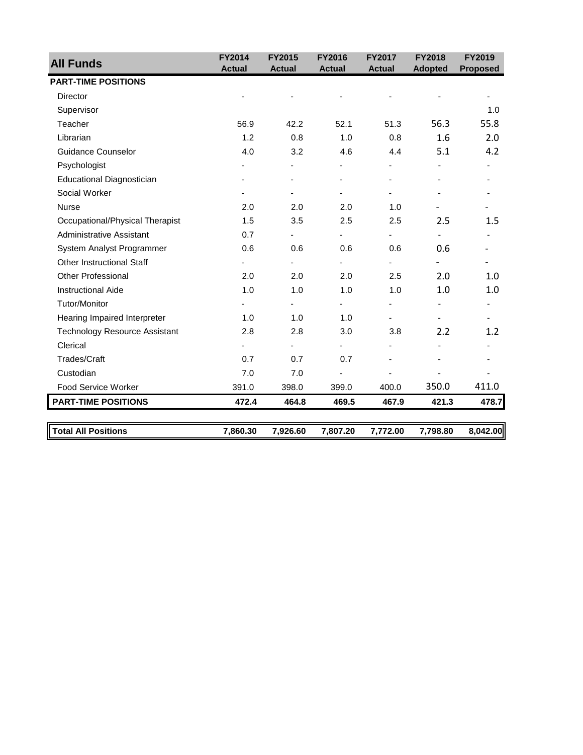| All Funds | FY2014 Actual | FY2015 Actual | FY2016 Actual | FY2017 Actual | FY2018 Adopted | FY2019 Proposed |
|---|---|---|---|---|---|---|
| **PART-TIME POSITIONS** | | | | | | |
| Director | - | - | - | - | - | - |
| Supervisor | | | | | | 1.0 |
| Teacher | 56.9 | 42.2 | 52.1 | 51.3 | 56.3 | 55.8 |
| Librarian | 1.2 | 0.8 | 1.0 | 0.8 | 1.6 | 2.0 |
| Guidance Counselor | 4.0 | 3.2 | 4.6 | 4.4 | 5.1 | 4.2 |
| Psychologist | - | - | - | - | - | - |
| Educational Diagnostician | - | - | - | - | - | - |
| Social Worker | - | - | - | - | - | - |
| Nurse | 2.0 | 2.0 | 2.0 | 1.0 | - | - |
| Occupational/Physical Therapist | 1.5 | 3.5 | 2.5 | 2.5 | 2.5 | 1.5 |
| Administrative Assistant | 0.7 | - | - | - | - | - |
| System Analyst Programmer | 0.6 | 0.6 | 0.6 | 0.6 | 0.6 | - |
| Other Instructional Staff | - | - | - | - | - | - |
| Other Professional | 2.0 | 2.0 | 2.0 | 2.5 | 2.0 | 1.0 |
| Instructional Aide | 1.0 | 1.0 | 1.0 | 1.0 | 1.0 | 1.0 |
| Tutor/Monitor | - | - | - | - | - | - |
| Hearing Impaired Interpreter | 1.0 | 1.0 | 1.0 | - | - | - |
| Technology Resource Assistant | 2.8 | 2.8 | 3.0 | 3.8 | 2.2 | 1.2 |
| Clerical | - | - | - | - | - | - |
| Trades/Craft | 0.7 | 0.7 | 0.7 | - | - | - |
| Custodian | 7.0 | 7.0 | - | - | - | - |
| Food Service Worker | 391.0 | 398.0 | 399.0 | 400.0 | 350.0 | 411.0 |
| **PART-TIME POSITIONS** | **472.4** | **464.8** | **469.5** | **467.9** | **421.3** | **478.7** |
| | | | | | | |
| **Total All Positions** | **7,860.30** | **7,926.60** | **7,807.20** | **7,772.00** | **7,798.80** | **8,042.00** |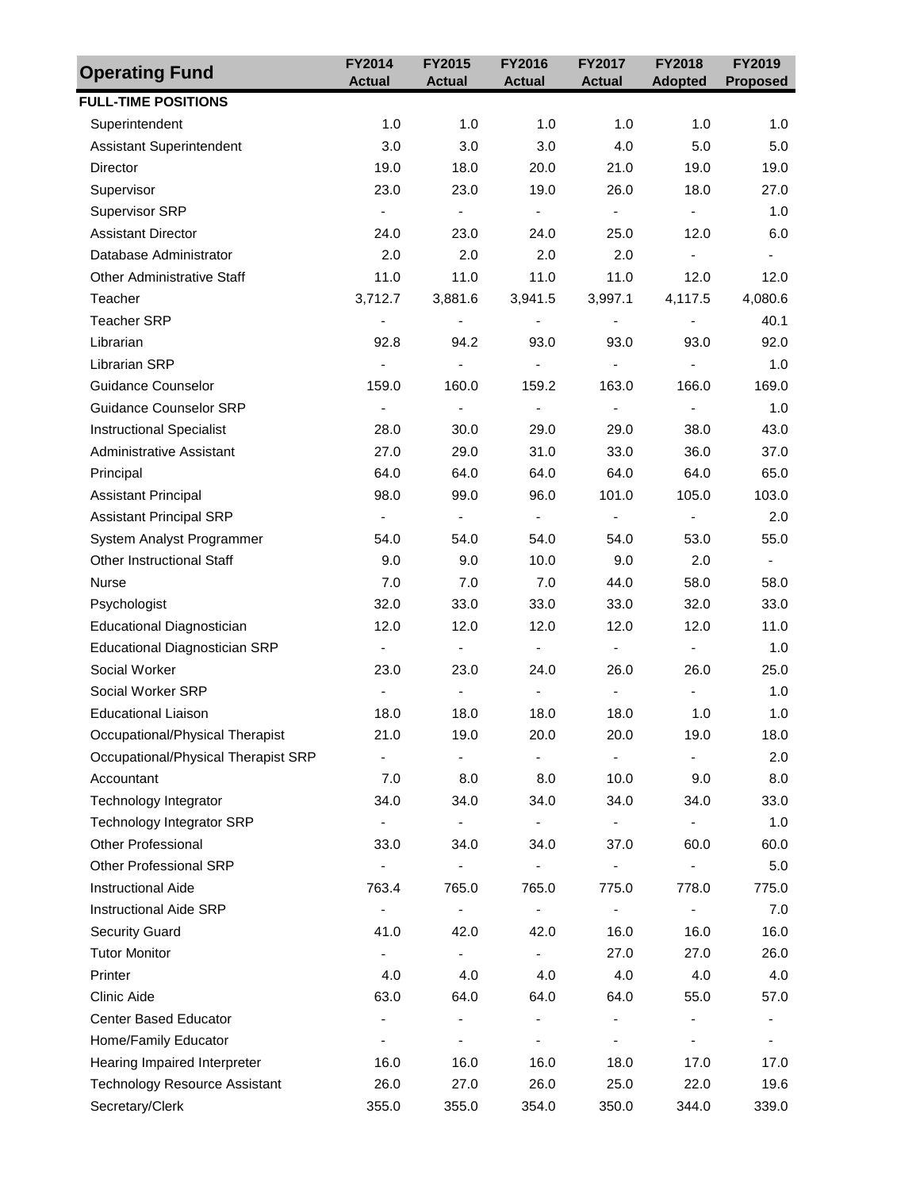| Operating Fund | FY2014 Actual | FY2015 Actual | FY2016 Actual | FY2017 Actual | FY2018 Adopted | FY2019 Proposed |
|---|---|---|---|---|---|---|
| **FULL-TIME POSITIONS** | | | | | | |
| Superintendent | 1.0 | 1.0 | 1.0 | 1.0 | 1.0 | 1.0 |
| Assistant Superintendent | 3.0 | 3.0 | 3.0 | 4.0 | 5.0 | 5.0 |
| Director | 19.0 | 18.0 | 20.0 | 21.0 | 19.0 | 19.0 |
| Supervisor | 23.0 | 23.0 | 19.0 | 26.0 | 18.0 | 27.0 |
| Supervisor SRP | - | - | - | - | - | 1.0 |
| Assistant Director | 24.0 | 23.0 | 24.0 | 25.0 | 12.0 | 6.0 |
| Database Administrator | 2.0 | 2.0 | 2.0 | 2.0 | - | - |
| Other Administrative Staff | 11.0 | 11.0 | 11.0 | 11.0 | 12.0 | 12.0 |
| Teacher | 3,712.7 | 3,881.6 | 3,941.5 | 3,997.1 | 4,117.5 | 4,080.6 |
| Teacher SRP | - | - | - | - | - | 40.1 |
| Librarian | 92.8 | 94.2 | 93.0 | 93.0 | 93.0 | 92.0 |
| Librarian SRP | - | - | - | - | - | 1.0 |
| Guidance Counselor | 159.0 | 160.0 | 159.2 | 163.0 | 166.0 | 169.0 |
| Guidance Counselor SRP | - | - | - | - | - | 1.0 |
| Instructional Specialist | 28.0 | 30.0 | 29.0 | 29.0 | 38.0 | 43.0 |
| Administrative Assistant | 27.0 | 29.0 | 31.0 | 33.0 | 36.0 | 37.0 |
| Principal | 64.0 | 64.0 | 64.0 | 64.0 | 64.0 | 65.0 |
| Assistant Principal | 98.0 | 99.0 | 96.0 | 101.0 | 105.0 | 103.0 |
| Assistant Principal SRP | - | - | - | - | - | 2.0 |
| System Analyst Programmer | 54.0 | 54.0 | 54.0 | 54.0 | 53.0 | 55.0 |
| Other Instructional Staff | 9.0 | 9.0 | 10.0 | 9.0 | 2.0 | - |
| Nurse | 7.0 | 7.0 | 7.0 | 44.0 | 58.0 | 58.0 |
| Psychologist | 32.0 | 33.0 | 33.0 | 33.0 | 32.0 | 33.0 |
| Educational Diagnostician | 12.0 | 12.0 | 12.0 | 12.0 | 12.0 | 11.0 |
| Educational Diagnostician SRP | - | - | - | - | - | 1.0 |
| Social Worker | 23.0 | 23.0 | 24.0 | 26.0 | 26.0 | 25.0 |
| Social Worker SRP | - | - | - | - | - | 1.0 |
| Educational Liaison | 18.0 | 18.0 | 18.0 | 18.0 | 1.0 | 1.0 |
| Occupational/Physical Therapist | 21.0 | 19.0 | 20.0 | 20.0 | 19.0 | 18.0 |
| Occupational/Physical Therapist SRP | - | - | - | - | - | 2.0 |
| Accountant | 7.0 | 8.0 | 8.0 | 10.0 | 9.0 | 8.0 |
| Technology Integrator | 34.0 | 34.0 | 34.0 | 34.0 | 34.0 | 33.0 |
| Technology Integrator SRP | - | - | - | - | - | 1.0 |
| Other Professional | 33.0 | 34.0 | 34.0 | 37.0 | 60.0 | 60.0 |
| Other Professional SRP | - | - | - | - | - | 5.0 |
| Instructional Aide | 763.4 | 765.0 | 765.0 | 775.0 | 778.0 | 775.0 |
| Instructional Aide SRP | - | - | - | - | - | 7.0 |
| Security Guard | 41.0 | 42.0 | 42.0 | 16.0 | 16.0 | 16.0 |
| Tutor Monitor | - | - | - | 27.0 | 27.0 | 26.0 |
| Printer | 4.0 | 4.0 | 4.0 | 4.0 | 4.0 | 4.0 |
| Clinic Aide | 63.0 | 64.0 | 64.0 | 64.0 | 55.0 | 57.0 |
| Center Based Educator | - | - | - | - | - | - |
| Home/Family Educator | - | - | - | - | - | - |
| Hearing Impaired Interpreter | 16.0 | 16.0 | 16.0 | 18.0 | 17.0 | 17.0 |
| Technology Resource Assistant | 26.0 | 27.0 | 26.0 | 25.0 | 22.0 | 19.6 |
| Secretary/Clerk | 355.0 | 355.0 | 354.0 | 350.0 | 344.0 | 339.0 |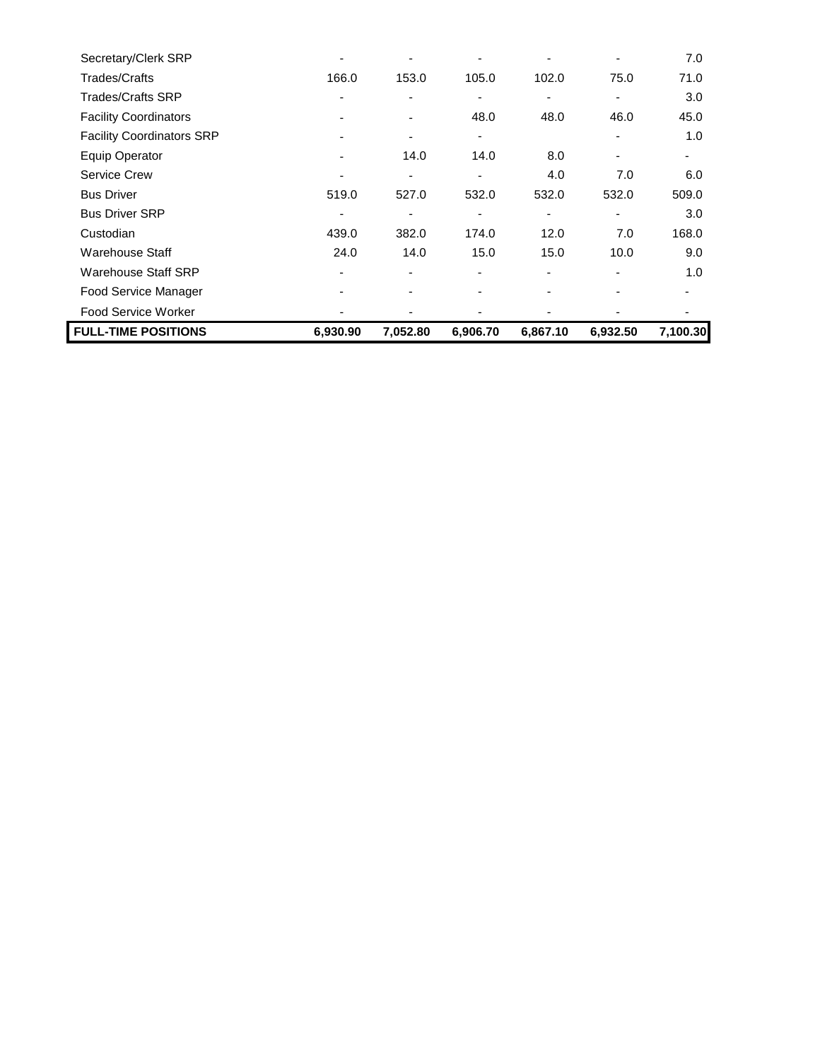| | | | | | | |
|---|---|---|---|---|---|---|
| Secretary/Clerk SRP | - | - | - | - | - | 7.0 |
| Trades/Crafts | 166.0 | 153.0 | 105.0 | 102.0 | 75.0 | 71.0 |
| Trades/Crafts SRP | - | - | - | - | - | 3.0 |
| Facility Coordinators | - | - | 48.0 | 48.0 | 46.0 | 45.0 |
| Facility Coordinators SRP | - | - | - | | - | 1.0 |
| Equip Operator | - | 14.0 | 14.0 | 8.0 | - | - |
| Service Crew | - | - | - | 4.0 | 7.0 | 6.0 |
| Bus Driver | 519.0 | 527.0 | 532.0 | 532.0 | 532.0 | 509.0 |
| Bus Driver SRP | - | - | - | - | - | 3.0 |
| Custodian | 439.0 | 382.0 | 174.0 | 12.0 | 7.0 | 168.0 |
| Warehouse Staff | 24.0 | 14.0 | 15.0 | 15.0 | 10.0 | 9.0 |
| Warehouse Staff SRP | - | - | - | - | - | 1.0 |
| Food Service Manager | - | - | - | - | - | - |
| Food Service Worker | - | - | - | - | - | - |
| **FULL-TIME POSITIONS** | **6,930.90** | **7,052.80** | **6,906.70** | **6,867.10** | **6,932.50** | **7,100.30** |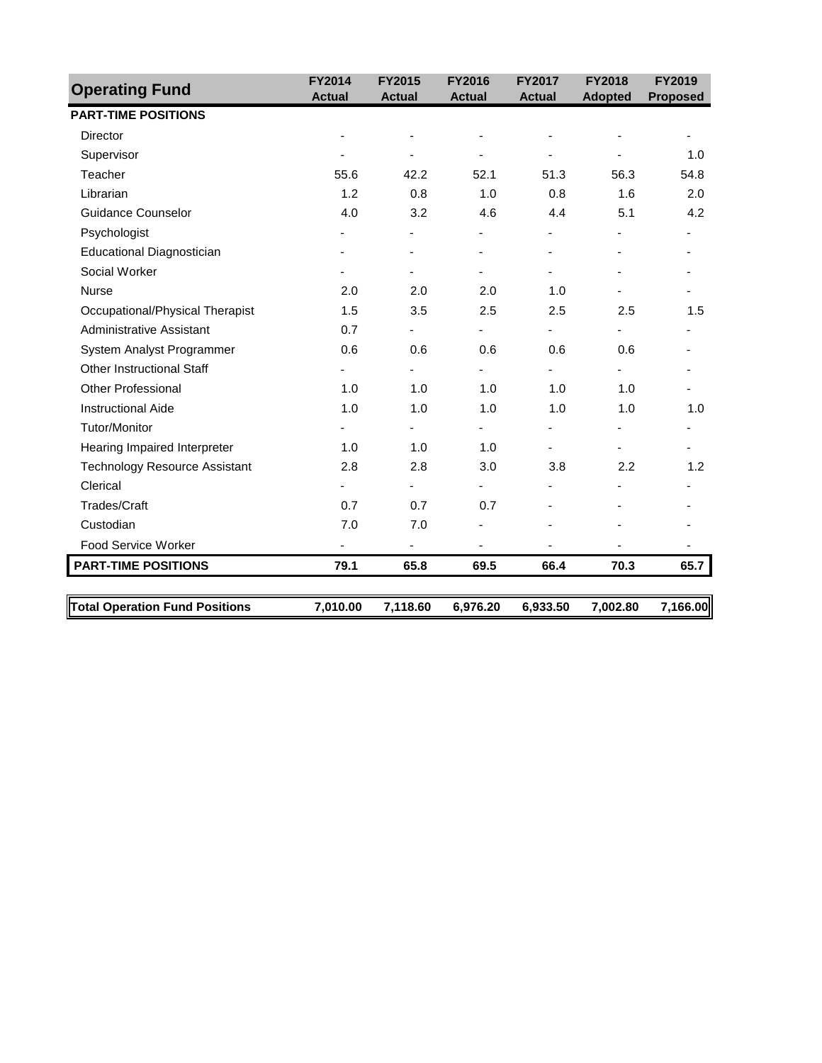| Operating Fund | FY2014 Actual | FY2015 Actual | FY2016 Actual | FY2017 Actual | FY2018 Adopted | FY2019 Proposed |
|---|---|---|---|---|---|---|
| **PART-TIME POSITIONS** | | | | | | |
| Director | - | - | - | - | - | - |
| Supervisor | - | - | - | - | - | 1.0 |
| Teacher | 55.6 | 42.2 | 52.1 | 51.3 | 56.3 | 54.8 |
| Librarian | 1.2 | 0.8 | 1.0 | 0.8 | 1.6 | 2.0 |
| Guidance Counselor | 4.0 | 3.2 | 4.6 | 4.4 | 5.1 | 4.2 |
| Psychologist | - | - | - | - | - | - |
| Educational Diagnostician | - | - | - | - | - | - |
| Social Worker | - | - | - | - | - | - |
| Nurse | 2.0 | 2.0 | 2.0 | 1.0 | - | - |
| Occupational/Physical Therapist | 1.5 | 3.5 | 2.5 | 2.5 | 2.5 | 1.5 |
| Administrative Assistant | 0.7 | - | - | - | - | - |
| System Analyst Programmer | 0.6 | 0.6 | 0.6 | 0.6 | 0.6 | - |
| Other Instructional Staff | - | - | - | - | - | - |
| Other Professional | 1.0 | 1.0 | 1.0 | 1.0 | 1.0 | - |
| Instructional Aide | 1.0 | 1.0 | 1.0 | 1.0 | 1.0 | 1.0 |
| Tutor/Monitor | - | - | - | - | - | - |
| Hearing Impaired Interpreter | 1.0 | 1.0 | 1.0 | - | - | - |
| Technology Resource Assistant | 2.8 | 2.8 | 3.0 | 3.8 | 2.2 | 1.2 |
| Clerical | - | - | - | - | - | - |
| Trades/Craft | 0.7 | 0.7 | 0.7 | - | - | - |
| Custodian | 7.0 | 7.0 | - | - | - | - |
| Food Service Worker | - | - | - | - | - | - |
| **PART-TIME POSITIONS** | **79.1** | **65.8** | **69.5** | **66.4** | **70.3** | **65.7** |
| **Total Operation Fund Positions** | **7,010.00** | **7,118.60** | **6,976.20** | **6,933.50** | **7,002.80** | **7,166.00** |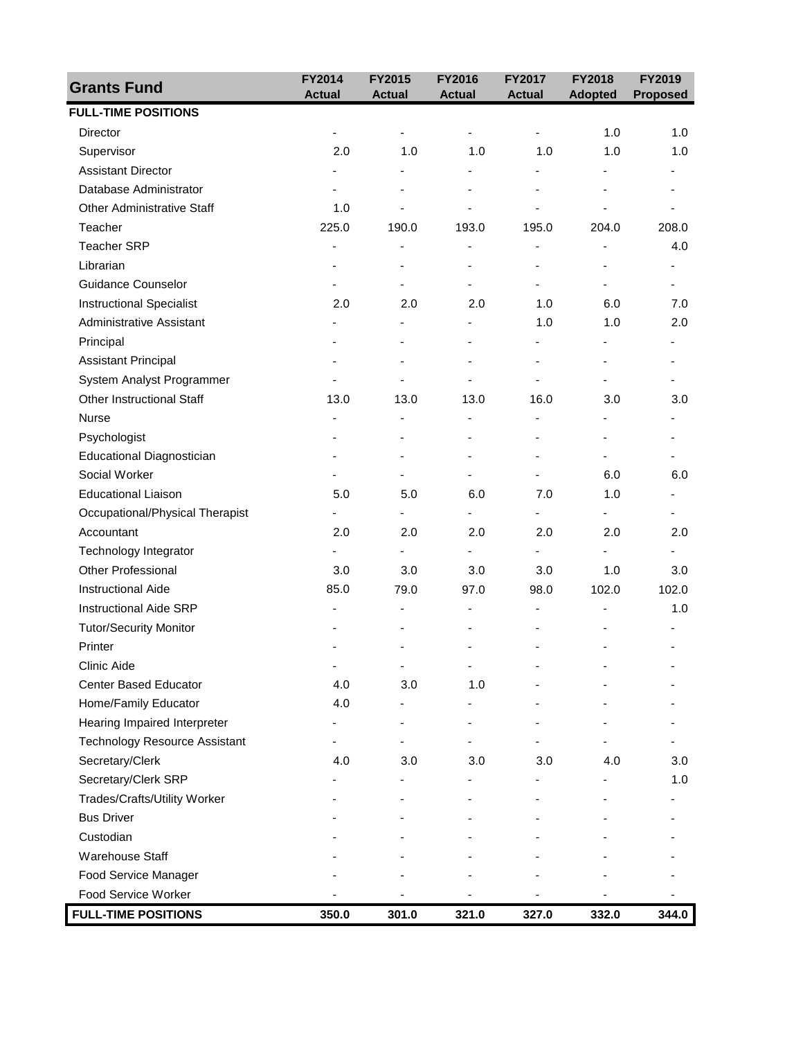| Grants Fund | FY2014 Actual | FY2015 Actual | FY2016 Actual | FY2017 Actual | FY2018 Adopted | FY2019 Proposed |
|---|---|---|---|---|---|---|
| **FULL-TIME POSITIONS** | | | | | | |
| Director | - | - | - | - | 1.0 | 1.0 |
| Supervisor | 2.0 | 1.0 | 1.0 | 1.0 | 1.0 | 1.0 |
| Assistant Director | - | - | - | - | - | - |
| Database Administrator | - | - | - | - | - | - |
| Other Administrative Staff | 1.0 | - | - | - | - | - |
| Teacher | 225.0 | 190.0 | 193.0 | 195.0 | 204.0 | 208.0 |
| Teacher SRP | - | - | - | - | - | 4.0 |
| Librarian | - | - | - | - | - | - |
| Guidance Counselor | - | - | - | - | - | - |
| Instructional Specialist | 2.0 | 2.0 | 2.0 | 1.0 | 6.0 | 7.0 |
| Administrative Assistant | - | - | - | 1.0 | 1.0 | 2.0 |
| Principal | - | - | - | - | - | - |
| Assistant Principal | - | - | - | - | - | - |
| System Analyst Programmer | - | - | - | - | - | - |
| Other Instructional Staff | 13.0 | 13.0 | 13.0 | 16.0 | 3.0 | 3.0 |
| Nurse | - | - | - | - | - | - |
| Psychologist | - | - | - | - | - | - |
| Educational Diagnostician | - | - | - | - | - | - |
| Social Worker | - | - | - | - | 6.0 | 6.0 |
| Educational Liaison | 5.0 | 5.0 | 6.0 | 7.0 | 1.0 | - |
| Occupational/Physical Therapist | - | - | - | - | - | - |
| Accountant | 2.0 | 2.0 | 2.0 | 2.0 | 2.0 | 2.0 |
| Technology Integrator | - | - | - | - | - | - |
| Other Professional | 3.0 | 3.0 | 3.0 | 3.0 | 1.0 | 3.0 |
| Instructional Aide | 85.0 | 79.0 | 97.0 | 98.0 | 102.0 | 102.0 |
| Instructional Aide SRP | - | - | - | - | - | 1.0 |
| Tutor/Security Monitor | - | - | - | - | - | - |
| Printer | - | - | - | - | - | - |
| Clinic Aide | - | - | - | - | - | - |
| Center Based Educator | 4.0 | 3.0 | 1.0 | - | - | - |
| Home/Family Educator | 4.0 | - | - | - | - | - |
| Hearing Impaired Interpreter | - | - | - | - | - | - |
| Technology Resource Assistant | - | - | - | - | - | - |
| Secretary/Clerk | 4.0 | 3.0 | 3.0 | 3.0 | 4.0 | 3.0 |
| Secretary/Clerk SRP | - | - | - | - | - | 1.0 |
| Trades/Crafts/Utility Worker | - | - | - | - | - | - |
| Bus Driver | - | - | - | - | - | - |
| Custodian | - | - | - | - | - | - |
| Warehouse Staff | - | - | - | - | - | - |
| Food Service Manager | - | - | - | - | - | - |
| Food Service Worker | - | - | - | - | - | - |
| **FULL-TIME POSITIONS** | **350.0** | **301.0** | **321.0** | **327.0** | **332.0** | **344.0** |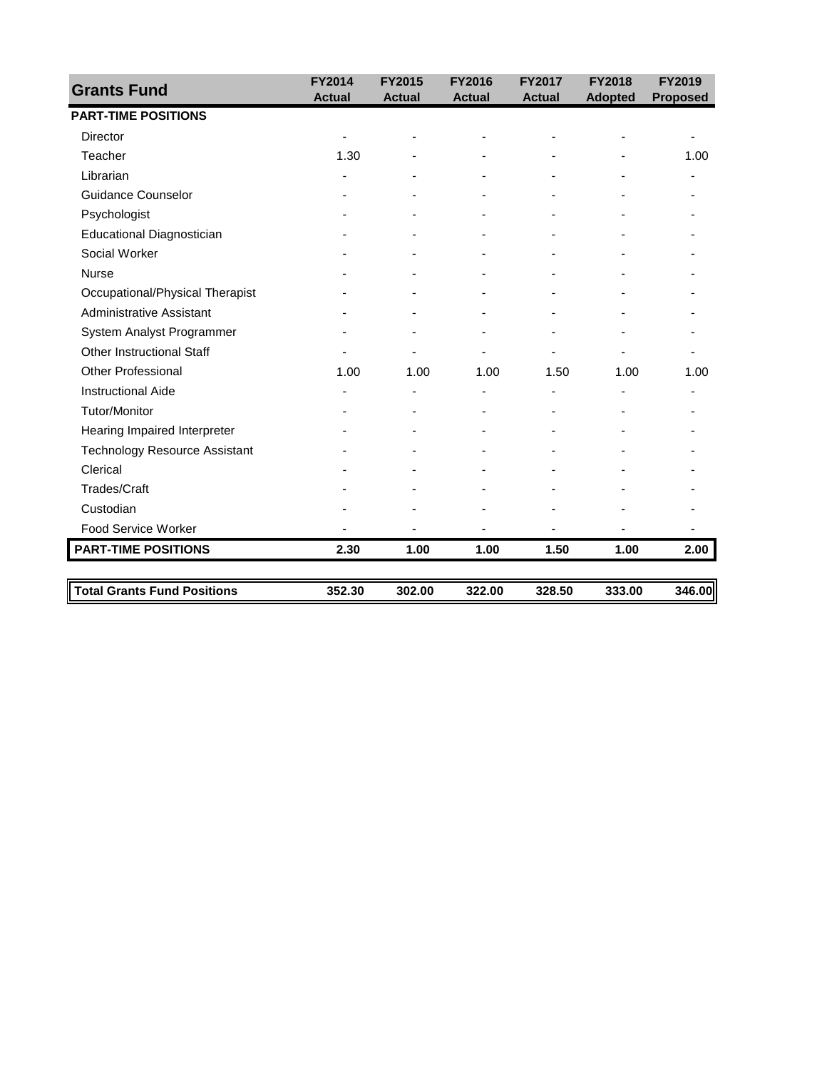| Grants Fund | FY2014 Actual | FY2015 Actual | FY2016 Actual | FY2017 Actual | FY2018 Adopted | FY2019 Proposed |
|---|---|---|---|---|---|---|
| **PART-TIME POSITIONS** | | | | | | |
| Director | - | - | - | - | - | - |
| Teacher | 1.30 | - | - | - | - | 1.00 |
| Librarian | - | - | - | - | - | - |
| Guidance Counselor | - | - | - | - | - | - |
| Psychologist | - | - | - | - | - | - |
| Educational Diagnostician | - | - | - | - | - | - |
| Social Worker | - | - | - | - | - | - |
| Nurse | - | - | - | - | - | - |
| Occupational/Physical Therapist | - | - | - | - | - | - |
| Administrative Assistant | - | - | - | - | - | - |
| System Analyst Programmer | - | - | - | - | - | - |
| Other Instructional Staff | - | - | - | - | - | - |
| Other Professional | 1.00 | 1.00 | 1.00 | 1.50 | 1.00 | 1.00 |
| Instructional Aide | - | - | - | - | - | - |
| Tutor/Monitor | - | - | - | - | - | - |
| Hearing Impaired Interpreter | - | - | - | - | - | - |
| Technology Resource Assistant | - | - | - | - | - | - |
| Clerical | - | - | - | - | - | - |
| Trades/Craft | - | - | - | - | - | - |
| Custodian | - | - | - | - | - | - |
| Food Service Worker | - | - | - | - | - | - |
| **PART-TIME POSITIONS** | **2.30** | **1.00** | **1.00** | **1.50** | **1.00** | **2.00** |
| | | | | | | |
| **Total Grants Fund Positions** | **352.30** | **302.00** | **322.00** | **328.50** | **333.00** | **346.00** |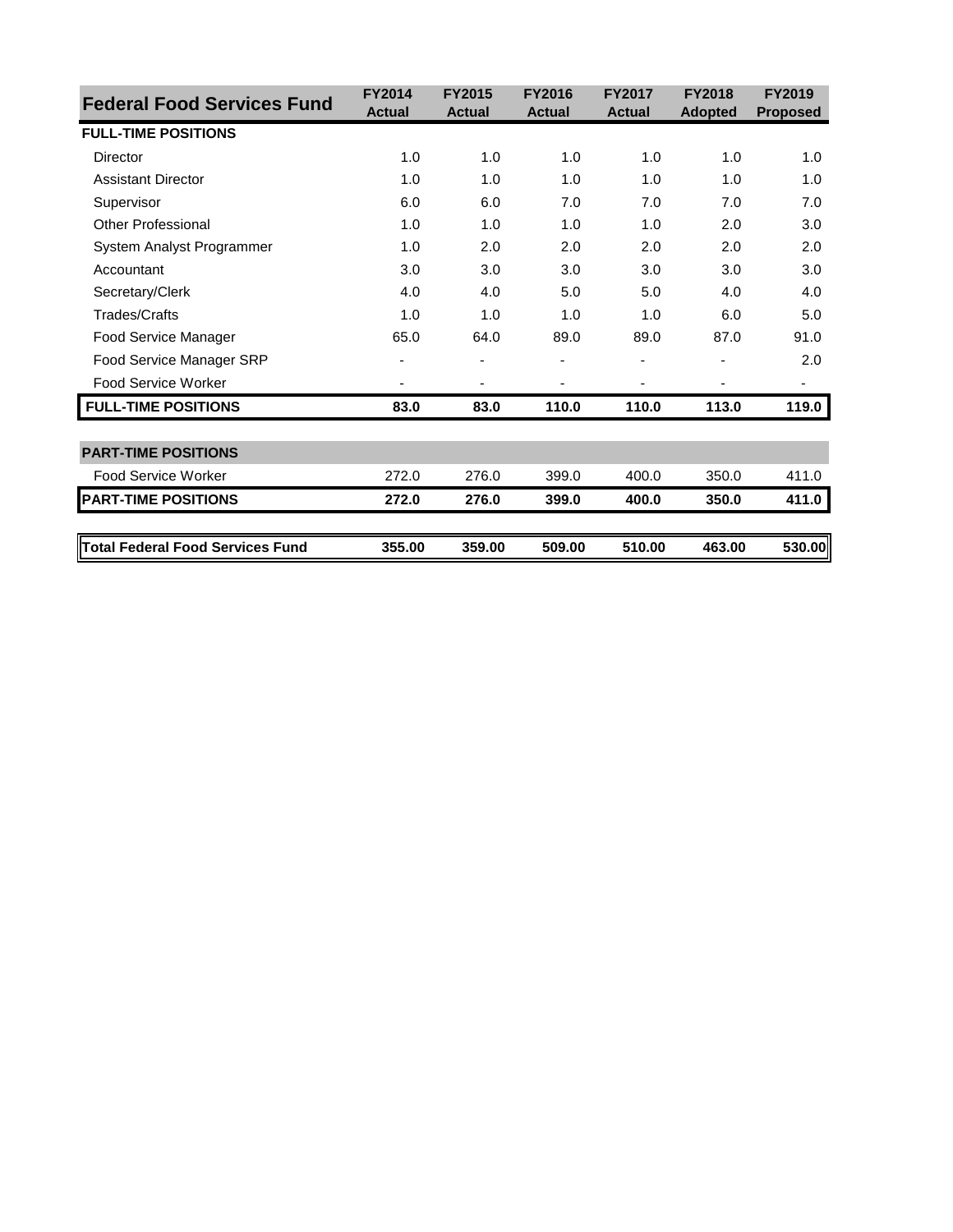| Federal Food Services Fund | FY2014 Actual | FY2015 Actual | FY2016 Actual | FY2017 Actual | FY2018 Adopted | FY2019 Proposed |
|---|---|---|---|---|---|---|
| **FULL-TIME POSITIONS** | | | | | | |
| Director | 1.0 | 1.0 | 1.0 | 1.0 | 1.0 | 1.0 |
| Assistant Director | 1.0 | 1.0 | 1.0 | 1.0 | 1.0 | 1.0 |
| Supervisor | 6.0 | 6.0 | 7.0 | 7.0 | 7.0 | 7.0 |
| Other Professional | 1.0 | 1.0 | 1.0 | 1.0 | 2.0 | 3.0 |
| System Analyst Programmer | 1.0 | 2.0 | 2.0 | 2.0 | 2.0 | 2.0 |
| Accountant | 3.0 | 3.0 | 3.0 | 3.0 | 3.0 | 3.0 |
| Secretary/Clerk | 4.0 | 4.0 | 5.0 | 5.0 | 4.0 | 4.0 |
| Trades/Crafts | 1.0 | 1.0 | 1.0 | 1.0 | 6.0 | 5.0 |
| Food Service Manager | 65.0 | 64.0 | 89.0 | 89.0 | 87.0 | 91.0 |
| Food Service Manager SRP | - | - | - | - | - | 2.0 |
| Food Service Worker | - | - | - | - | - | - |
| **FULL-TIME POSITIONS** | **83.0** | **83.0** | **110.0** | **110.0** | **113.0** | **119.0** |
| **PART-TIME POSITIONS** | | | | | | |
| Food Service Worker | 272.0 | 276.0 | 399.0 | 400.0 | 350.0 | 411.0 |
| **PART-TIME POSITIONS** | **272.0** | **276.0** | **399.0** | **400.0** | **350.0** | **411.0** |
| **Total Federal Food Services Fund** | **355.00** | **359.00** | **509.00** | **510.00** | **463.00** | **530.00** |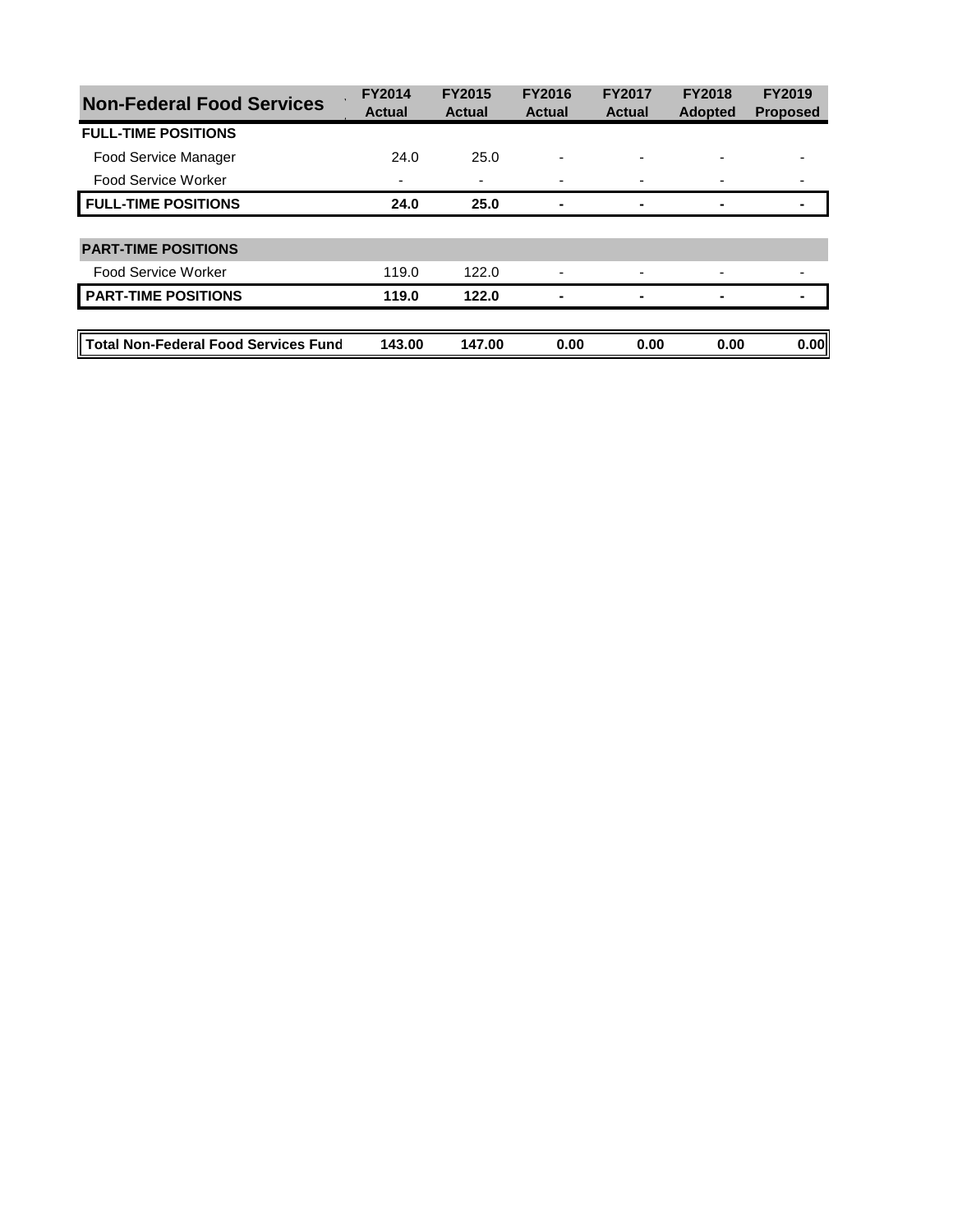| Non-Federal Food Services | FY2014 Actual | FY2015 Actual | FY2016 Actual | FY2017 Actual | FY2018 Adopted | FY2019 Proposed |
|---|---|---|---|---|---|---|
| **FULL-TIME POSITIONS** | | | | | | |
| Food Service Manager | 24.0 | 25.0 | - | - | - | - |
| Food Service Worker | - | - | - | - | - | - |
| **FULL-TIME POSITIONS** | **24.0** | **25.0** | **-** | **-** | **-** | **-** |
| | | | | | | |
| **PART-TIME POSITIONS** | | | | | | |
| Food Service Worker | 119.0 | 122.0 | - | - | - | - |
| **PART-TIME POSITIONS** | **119.0** | **122.0** | **-** | **-** | **-** | **-** |
| | | | | | | |
| **Total Non-Federal Food Services Fund** | **143.00** | **147.00** | **0.00** | **0.00** | **0.00** | **0.00** |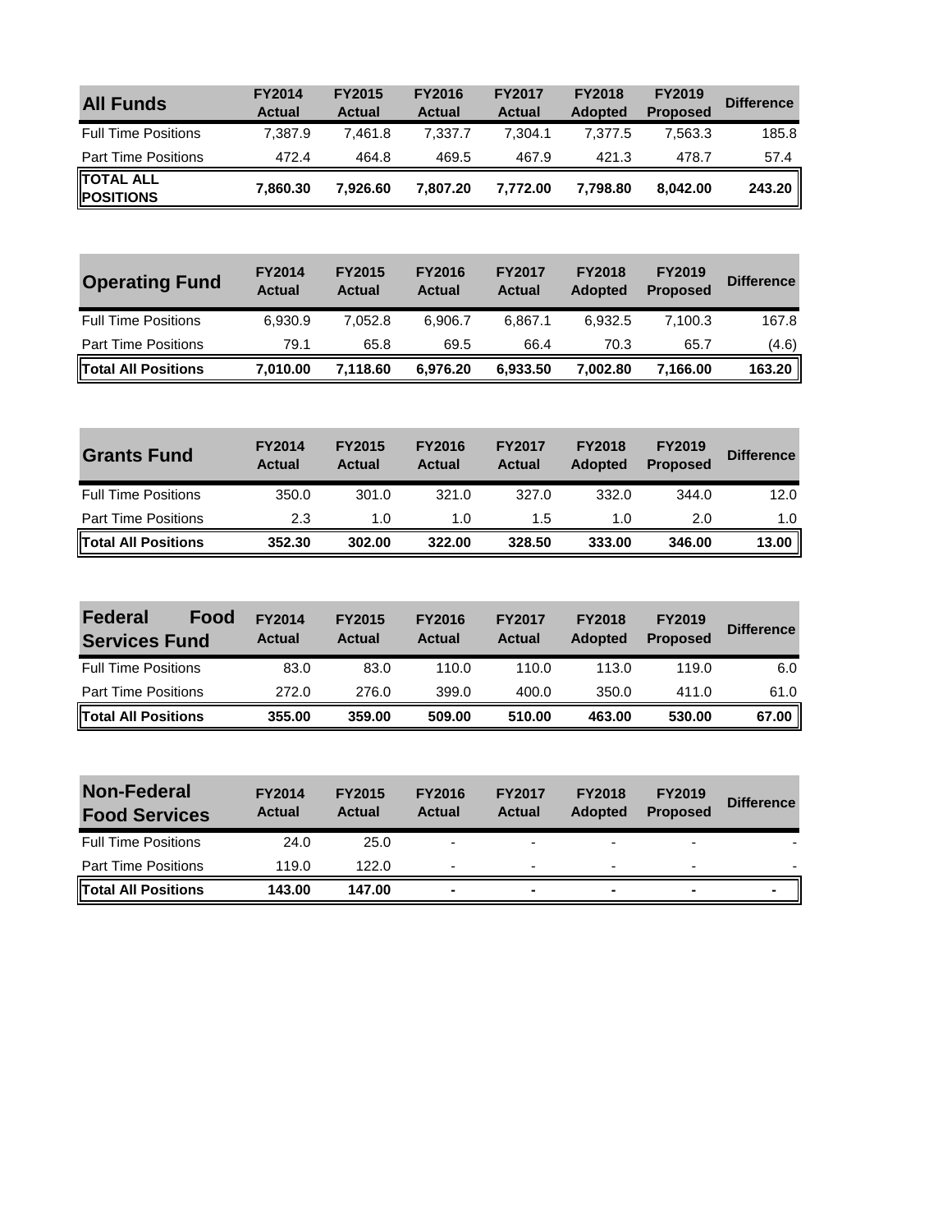| All Funds | FY2014 Actual | FY2015 Actual | FY2016 Actual | FY2017 Actual | FY2018 Adopted | FY2019 Proposed | Difference |
|---|---|---|---|---|---|---|---|
| Full Time Positions | 7,387.9 | 7,461.8 | 7,337.7 | 7,304.1 | 7,377.5 | 7,563.3 | 185.8 |
| Part Time Positions | 472.4 | 464.8 | 469.5 | 467.9 | 421.3 | 478.7 | 57.4 |
| **TOTAL ALL POSITIONS** | **7,860.30** | **7,926.60** | **7,807.20** | **7,772.00** | **7,798.80** | **8,042.00** | **243.20** |

| Operating Fund | FY2014 Actual | FY2015 Actual | FY2016 Actual | FY2017 Actual | FY2018 Adopted | FY2019 Proposed | Difference |
|---|---|---|---|---|---|---|---|
| Full Time Positions | 6,930.9 | 7,052.8 | 6,906.7 | 6,867.1 | 6,932.5 | 7,100.3 | 167.8 |
| Part Time Positions | 79.1 | 65.8 | 69.5 | 66.4 | 70.3 | 65.7 | (4.6) |
| **Total All Positions** | **7,010.00** | **7,118.60** | **6,976.20** | **6,933.50** | **7,002.80** | **7,166.00** | **163.20** |

| Grants Fund | FY2014 Actual | FY2015 Actual | FY2016 Actual | FY2017 Actual | FY2018 Adopted | FY2019 Proposed | Difference |
|---|---|---|---|---|---|---|---|
| Full Time Positions | 350.0 | 301.0 | 321.0 | 327.0 | 332.0 | 344.0 | 12.0 |
| Part Time Positions | 2.3 | 1.0 | 1.0 | 1.5 | 1.0 | 2.0 | 1.0 |
| **Total All Positions** | **352.30** | **302.00** | **322.00** | **328.50** | **333.00** | **346.00** | **13.00** |

| Federal Food Services Fund | FY2014 Actual | FY2015 Actual | FY2016 Actual | FY2017 Actual | FY2018 Adopted | FY2019 Proposed | Difference |
|---|---|---|---|---|---|---|---|
| Full Time Positions | 83.0 | 83.0 | 110.0 | 110.0 | 113.0 | 119.0 | 6.0 |
| Part Time Positions | 272.0 | 276.0 | 399.0 | 400.0 | 350.0 | 411.0 | 61.0 |
| **Total All Positions** | **355.00** | **359.00** | **509.00** | **510.00** | **463.00** | **530.00** | **67.00** |

| Non-Federal Food Services | FY2014 Actual | FY2015 Actual | FY2016 Actual | FY2017 Actual | FY2018 Adopted | FY2019 Proposed | Difference |
|---|---|---|---|---|---|---|---|
| Full Time Positions | 24.0 | 25.0 | - | - | - | - | - |
| Part Time Positions | 119.0 | 122.0 | - | - | - | - | - |
| **Total All Positions** | **143.00** | **147.00** | **-** | **-** | **-** | **-** | **-** |